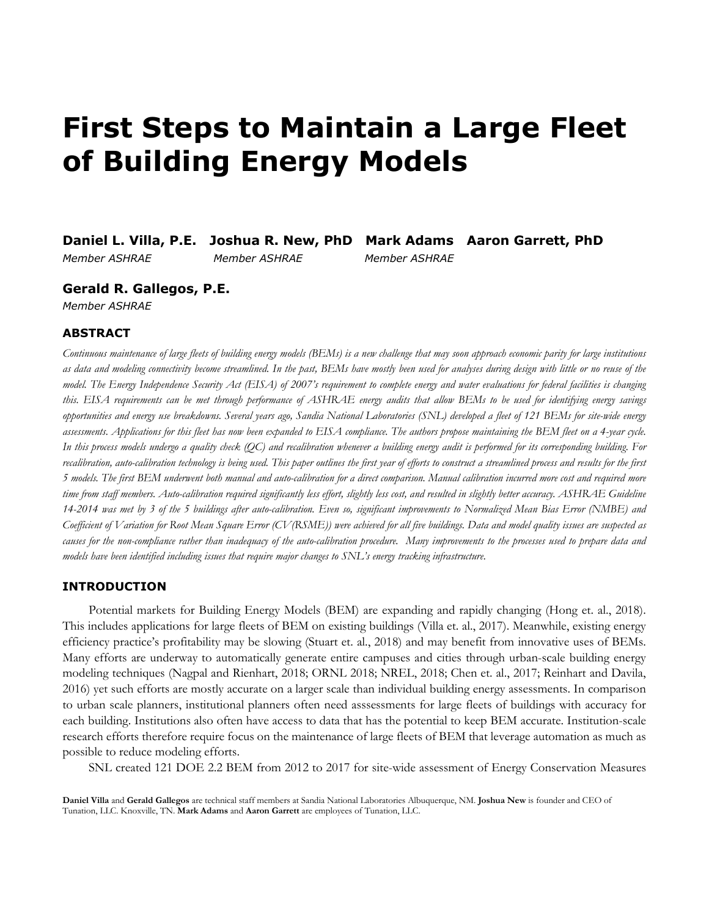# First Steps to Maintain a Large Fleet of Building Energy Models

**Daniel L. Villa, P.E.** *Member ASHRAE*
**Joshua R. New, PhD** *Member ASHRAE*
**Mark Adams** *Member ASHRAE*
**Aaron Garrett, PhD**

**Gerald R. Gallegos, P.E.** *Member ASHRAE*

## ABSTRACT

*Continuous maintenance of large fleets of building energy models (BEMs) is a new challenge that may soon approach economic parity for large institutions as data and modeling connectivity become streamlined. In the past, BEMs have mostly been used for analyses during design with little or no reuse of the model. The Energy Independence Security Act (EISA) of 2007's requirement to complete energy and water evaluations for federal facilities is changing this. EISA requirements can be met through performance of ASHRAE energy audits that allow BEMs to be used for identifying energy savings opportunities and energy use breakdowns. Several years ago, Sandia National Laboratories (SNL) developed a fleet of 121 BEMs for site-wide energy assessments. Applications for this fleet has now been expanded to EISA compliance. The authors propose maintaining the BEM fleet on a 4-year cycle. In this process models undergo a quality check (QC) and recalibration whenever a building energy audit is performed for its corresponding building. For recalibration, auto-calibration technology is being used. This paper outlines the first year of efforts to construct a streamlined process and results for the first 5 models. The first BEM underwent both manual and auto-calibration for a direct comparison. Manual calibration incurred more cost and required more time from staff members. Auto-calibration required significantly less effort, slightly less cost, and resulted in slightly better accuracy. ASHRAE Guideline 14-2014 was met by 3 of the 5 buildings after auto-calibration. Even so, significant improvements to Normalized Mean Bias Error (NMBE) and Coefficient of Variation for Root Mean Square Error (CV(RSME)) were achieved for all five buildings. Data and model quality issues are suspected as causes for the non-compliance rather than inadequacy of the auto-calibration procedure. Many improvements to the processes used to prepare data and models have been identified including issues that require major changes to SNL's energy tracking infrastructure.*

## INTRODUCTION

Potential markets for Building Energy Models (BEM) are expanding and rapidly changing (Hong et. al., 2018). This includes applications for large fleets of BEM on existing buildings (Villa et. al., 2017). Meanwhile, existing energy efficiency practice's profitability may be slowing (Stuart et. al., 2018) and may benefit from innovative uses of BEMs. Many efforts are underway to automatically generate entire campuses and cities through urban-scale building energy modeling techniques (Nagpal and Rienhart, 2018; ORNL 2018; NREL, 2018; Chen et. al., 2017; Reinhart and Davila, 2016) yet such efforts are mostly accurate on a larger scale than individual building energy assessments. In comparison to urban scale planners, institutional planners often need asssessments for large fleets of buildings with accuracy for each building. Institutions also often have access to data that has the potential to keep BEM accurate. Institution-scale research efforts therefore require focus on the maintenance of large fleets of BEM that leverage automation as much as possible to reduce modeling efforts.

SNL created 121 DOE 2.2 BEM from 2012 to 2017 for site-wide assessment of Energy Conservation Measures

**Daniel Villa** and **Gerald Gallegos** are technical staff members at Sandia National Laboratories Albuquerque, NM. **Joshua New** is founder and CEO of Tunation, LLC. Knoxville, TN. **Mark Adams** and **Aaron Garrett** are employees of Tunation, LLC.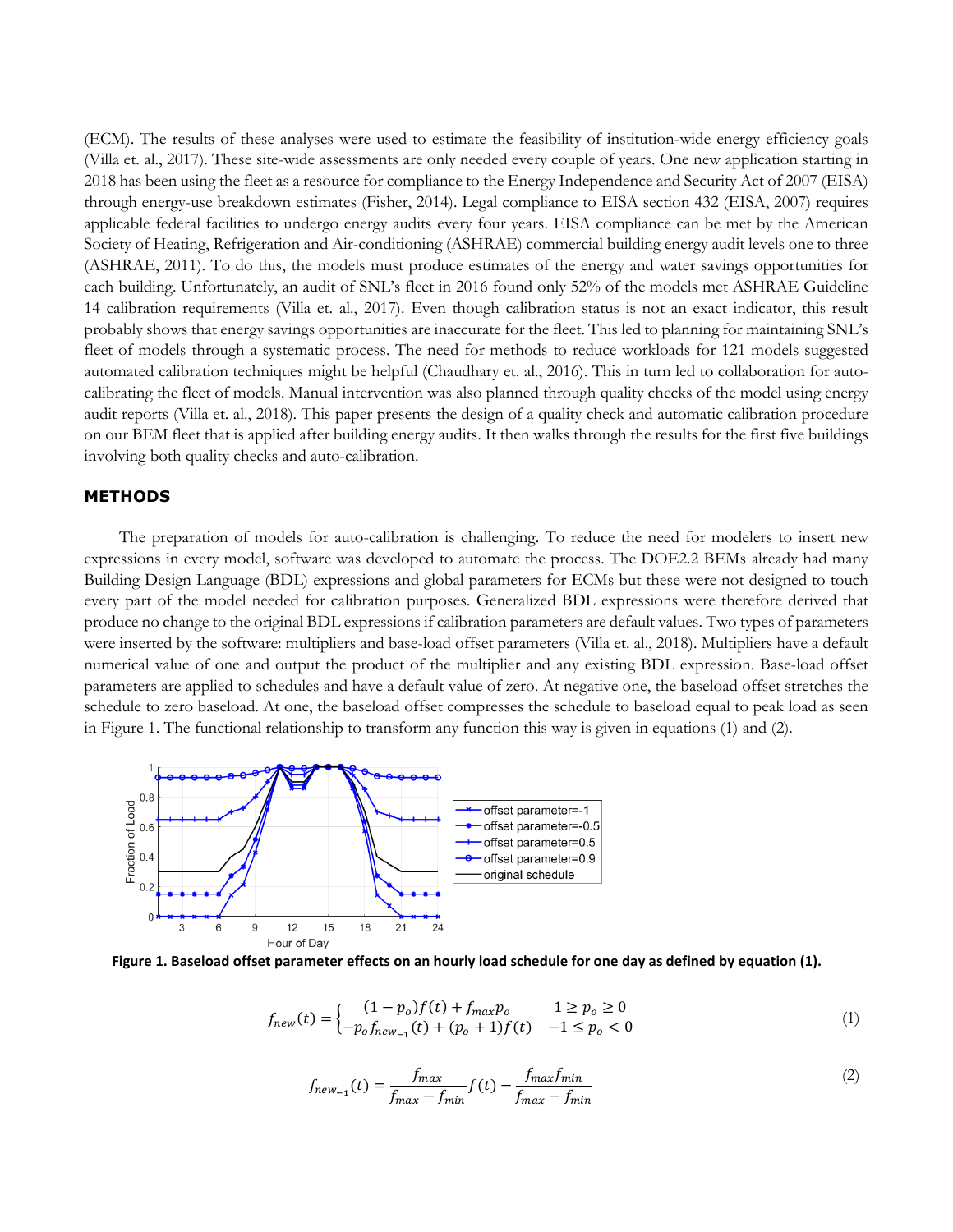(ECM). The results of these analyses were used to estimate the feasibility of institution-wide energy efficiency goals (Villa et. al., 2017). These site-wide assessments are only needed every couple of years. One new application starting in 2018 has been using the fleet as a resource for compliance to the Energy Independence and Security Act of 2007 (EISA) through energy-use breakdown estimates (Fisher, 2014). Legal compliance to EISA section 432 (EISA, 2007) requires applicable federal facilities to undergo energy audits every four years. EISA compliance can be met by the American Society of Heating, Refrigeration and Air-conditioning (ASHRAE) commercial building energy audit levels one to three (ASHRAE, 2011). To do this, the models must produce estimates of the energy and water savings opportunities for each building. Unfortunately, an audit of SNL's fleet in 2016 found only 52% of the models met ASHRAE Guideline 14 calibration requirements (Villa et. al., 2017). Even though calibration status is not an exact indicator, this result probably shows that energy savings opportunities are inaccurate for the fleet. This led to planning for maintaining SNL's fleet of models through a systematic process. The need for methods to reduce workloads for 121 models suggested automated calibration techniques might be helpful (Chaudhary et. al., 2016). This in turn led to collaboration for auto-calibrating the fleet of models. Manual intervention was also planned through quality checks of the model using energy audit reports (Villa et. al., 2018). This paper presents the design of a quality check and automatic calibration procedure on our BEM fleet that is applied after building energy audits. It then walks through the results for the first five buildings involving both quality checks and auto-calibration.

## METHODS

The preparation of models for auto-calibration is challenging. To reduce the need for modelers to insert new expressions in every model, software was developed to automate the process. The DOE2.2 BEMs already had many Building Design Language (BDL) expressions and global parameters for ECMs but these were not designed to touch every part of the model needed for calibration purposes. Generalized BDL expressions were therefore derived that produce no change to the original BDL expressions if calibration parameters are default values. Two types of parameters were inserted by the software: multipliers and base-load offset parameters (Villa et. al., 2018). Multipliers have a default numerical value of one and output the product of the multiplier and any existing BDL expression. Base-load offset parameters are applied to schedules and have a default value of zero. At negative one, the baseload offset stretches the schedule to zero baseload. At one, the baseload offset compresses the schedule to baseload equal to peak load as seen in Figure 1. The functional relationship to transform any function this way is given in equations (1) and (2).

**Figure 1. Baseload offset parameter effects on an hourly load schedule for one day as defined by equation (1).**

$$f_{new}(t) = \begin{cases} (1-p_o)f(t) + f_{max}p_o & 1 \geq p_o \geq 0 \\ -p_o f_{new_{-1}}(t) + (p_o+1)f(t) & -1 \leq p_o < 0 \end{cases} \tag{1}$$

$$f_{new_{-1}}(t) = \frac{f_{max}}{f_{max} - f_{min}} f(t) - \frac{f_{max} f_{min}}{f_{max} - f_{min}} \tag{2}$$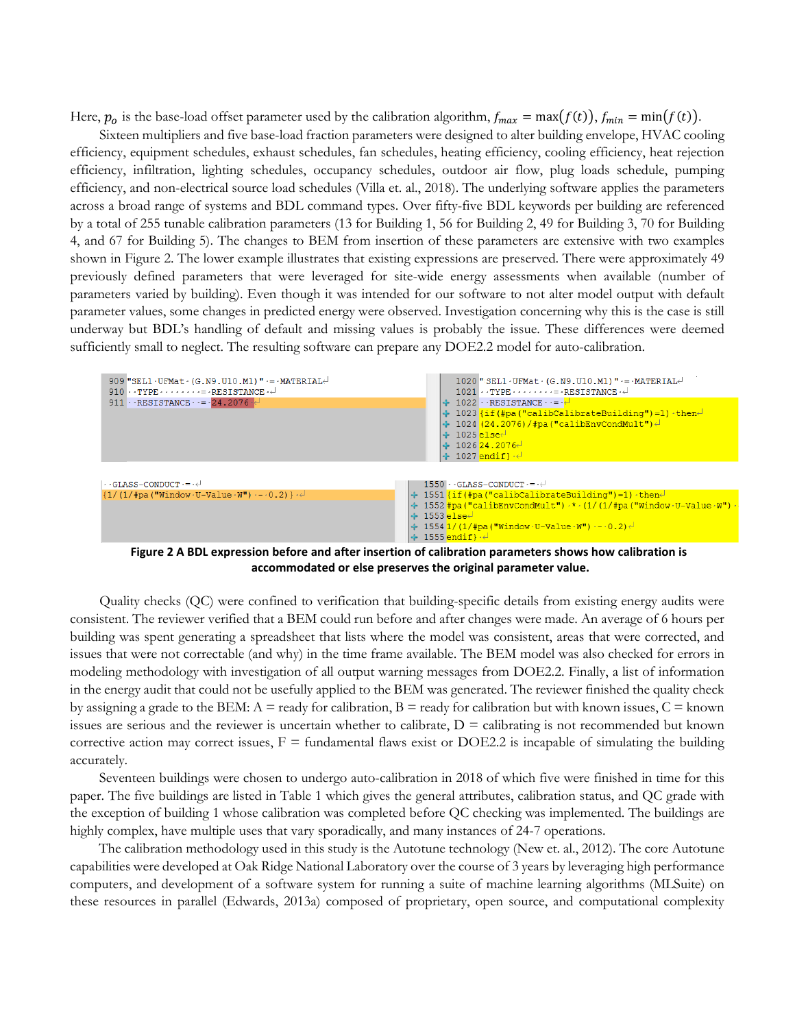Here, $p_o$ is the base-load offset parameter used by the calibration algorithm, $f_{max} = \max(f(t))$, $f_{min} = \min(f(t))$.

Sixteen multipliers and five base-load fraction parameters were designed to alter building envelope, HVAC cooling efficiency, equipment schedules, exhaust schedules, fan schedules, heating efficiency, cooling efficiency, heat rejection efficiency, infiltration, lighting schedules, occupancy schedules, outdoor air flow, plug loads schedule, pumping efficiency, and non-electrical source load schedules (Villa et. al., 2018). The underlying software applies the parameters across a broad range of systems and BDL command types. Over fifty-five BDL keywords per building are referenced by a total of 255 tunable calibration parameters (13 for Building 1, 56 for Building 2, 49 for Building 3, 70 for Building 4, and 67 for Building 5). The changes to BEM from insertion of these parameters are extensive with two examples shown in Figure 2. The lower example illustrates that existing expressions are preserved. There were approximately 49 previously defined parameters that were leveraged for site-wide energy assessments when available (number of parameters varied by building). Even though it was intended for our software to not alter model output with default parameter values, some changes in predicted energy were observed. Investigation concerning why this is the case is still underway but BDL's handling of default and missing values is probably the issue. These differences were deemed sufficiently small to neglect. The resulting software can prepare any DOE2.2 model for auto-calibration.

```
909 "SEL1 UFMat (G.N9.U10.M1)" = MATERIAL
910   TYPE        = RESISTANCE
911   RESISTANCE  = 24.2076
```

```
1020 "SEL1 UFMat (G.N9.U10.M1)" = MATERIAL
1021   TYPE        = RESISTANCE
1022   RESISTANCE  = 
1023 {if(#pa("calibCalibrateBuilding")=1) then
1024 (24.2076)/#pa("calibEnvCondMult")
1025 else
1026 24.2076
1027 endif}
```

```
  GLASS-CONDUCT = 
{1/(1/#pa("Window U-Value W") - 0.2)}
```

```
1550   GLASS-CONDUCT = 
1551 {if(#pa("calibCalibrateBuilding")=1) then
1552 #pa("calibEnvCondMult") * (1/(1/#pa("Window U-Value W") -
1553 else
1554 1/(1/#pa("Window U-Value W") - 0.2)
1555 endif}
```

**Figure 2 A BDL expression before and after insertion of calibration parameters shows how calibration is accommodated or else preserves the original parameter value.**

Quality checks (QC) were confined to verification that building-specific details from existing energy audits were consistent. The reviewer verified that a BEM could run before and after changes were made. An average of 6 hours per building was spent generating a spreadsheet that lists where the model was consistent, areas that were corrected, and issues that were not correctable (and why) in the time frame available. The BEM model was also checked for errors in modeling methodology with investigation of all output warning messages from DOE2.2. Finally, a list of information in the energy audit that could not be usefully applied to the BEM was generated. The reviewer finished the quality check by assigning a grade to the BEM: A = ready for calibration, B = ready for calibration but with known issues, C = known issues are serious and the reviewer is uncertain whether to calibrate, D = calibrating is not recommended but known corrective action may correct issues, F = fundamental flaws exist or DOE2.2 is incapable of simulating the building accurately.

Seventeen buildings were chosen to undergo auto-calibration in 2018 of which five were finished in time for this paper. The five buildings are listed in Table 1 which gives the general attributes, calibration status, and QC grade with the exception of building 1 whose calibration was completed before QC checking was implemented. The buildings are highly complex, have multiple uses that vary sporadically, and many instances of 24-7 operations.

The calibration methodology used in this study is the Autotune technology (New et. al., 2012). The core Autotune capabilities were developed at Oak Ridge National Laboratory over the course of 3 years by leveraging high performance computers, and development of a software system for running a suite of machine learning algorithms (MLSuite) on these resources in parallel (Edwards, 2013a) composed of proprietary, open source, and computational complexity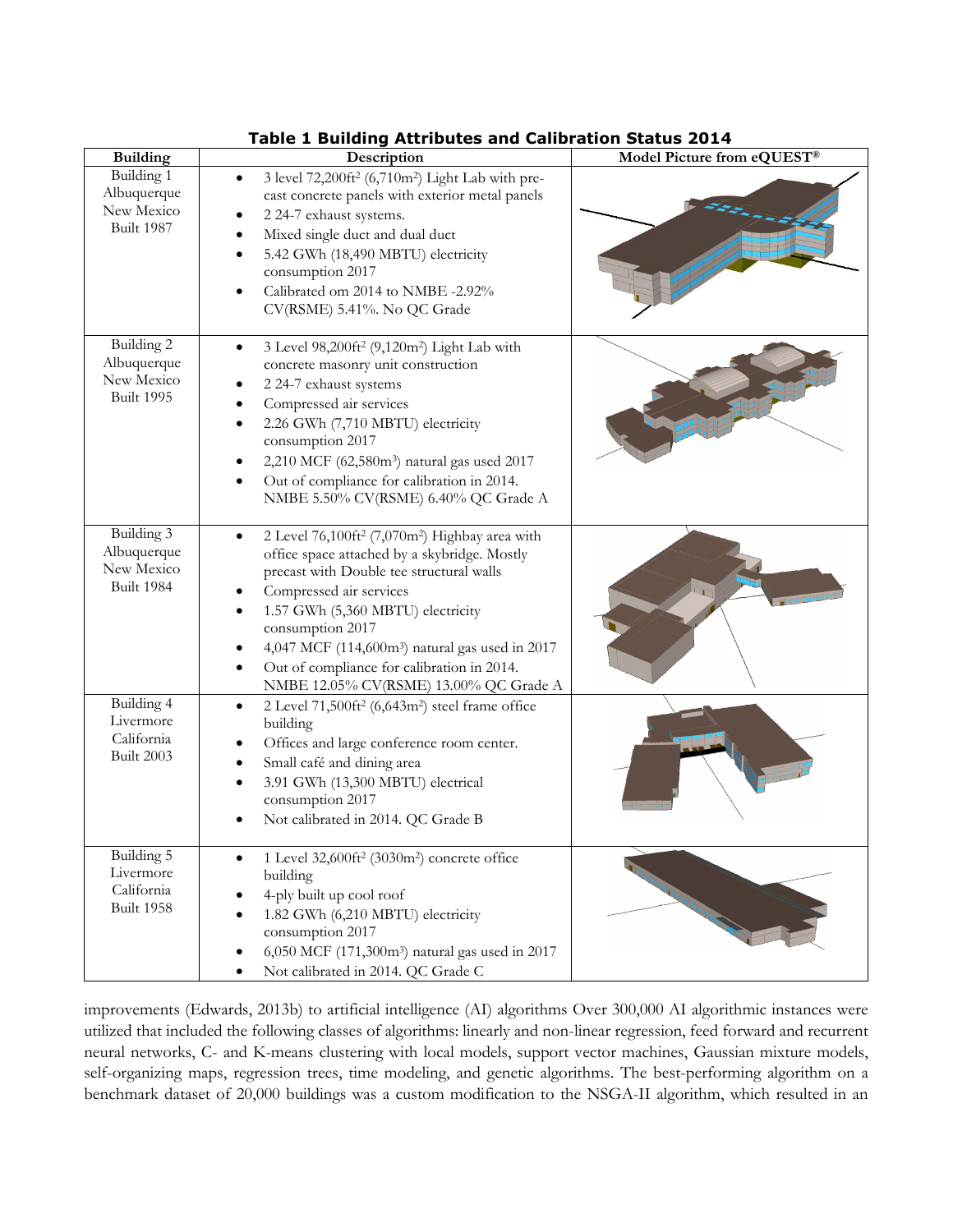**Table 1 Building Attributes and Calibration Status 2014**

| Building | Description | Model Picture from eQUEST® |
|---|---|---|
| Building 1 Albuquerque New Mexico Built 1987 | • 3 level 72,200ft² (6,710m²) Light Lab with pre-cast concrete panels with exterior metal panels<br>• 2 24-7 exhaust systems.<br>• Mixed single duct and dual duct<br>• 5.42 GWh (18,490 MBTU) electricity consumption 2017<br>• Calibrated om 2014 to NMBE -2.92% CV(RSME) 5.41%. No QC Grade | |
| Building 2 Albuquerque New Mexico Built 1995 | • 3 Level 98,200ft² (9,120m²) Light Lab with concrete masonry unit construction<br>• 2 24-7 exhaust systems<br>• Compressed air services<br>• 2.26 GWh (7,710 MBTU) electricity consumption 2017<br>• 2,210 MCF (62,580m³) natural gas used 2017<br>• Out of compliance for calibration in 2014. NMBE 5.50% CV(RSME) 6.40% QC Grade A | |
| Building 3 Albuquerque New Mexico Built 1984 | • 2 Level 76,100ft² (7,070m²) Highbay area with office space attached by a skybridge. Mostly precast with Double tee structural walls<br>• Compressed air services<br>• 1.57 GWh (5,360 MBTU) electricity consumption 2017<br>• 4,047 MCF (114,600m³) natural gas used in 2017<br>• Out of compliance for calibration in 2014. NMBE 12.05% CV(RSME) 13.00% QC Grade A | |
| Building 4 Livermore California Built 2003 | • 2 Level 71,500ft² (6,643m²) steel frame office building<br>• Offices and large conference room center.<br>• Small café and dining area<br>• 3.91 GWh (13,300 MBTU) electrical consumption 2017<br>• Not calibrated in 2014. QC Grade B | |
| Building 5 Livermore California Built 1958 | • 1 Level 32,600ft² (3030m²) concrete office building<br>• 4-ply built up cool roof<br>• 1.82 GWh (6,210 MBTU) electricity consumption 2017<br>• 6,050 MCF (171,300m³) natural gas used in 2017<br>• Not calibrated in 2014. QC Grade C | |

improvements (Edwards, 2013b) to artificial intelligence (AI) algorithms Over 300,000 AI algorithmic instances were utilized that included the following classes of algorithms: linearly and non-linear regression, feed forward and recurrent neural networks, C- and K-means clustering with local models, support vector machines, Gaussian mixture models, self-organizing maps, regression trees, time modeling, and genetic algorithms. The best-performing algorithm on a benchmark dataset of 20,000 buildings was a custom modification to the NSGA-II algorithm, which resulted in an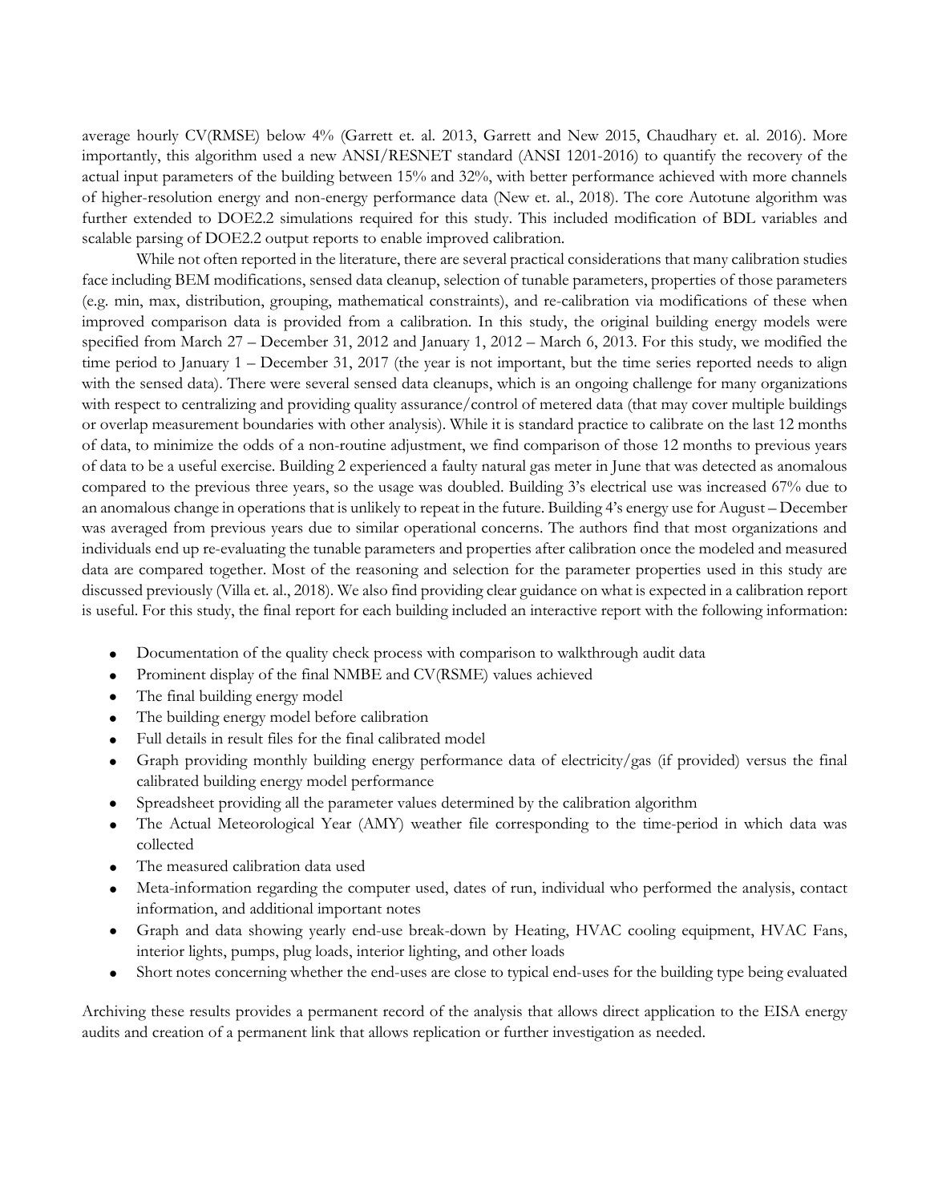average hourly CV(RMSE) below 4% (Garrett et. al. 2013, Garrett and New 2015, Chaudhary et. al. 2016). More importantly, this algorithm used a new ANSI/RESNET standard (ANSI 1201-2016) to quantify the recovery of the actual input parameters of the building between 15% and 32%, with better performance achieved with more channels of higher-resolution energy and non-energy performance data (New et. al., 2018). The core Autotune algorithm was further extended to DOE2.2 simulations required for this study. This included modification of BDL variables and scalable parsing of DOE2.2 output reports to enable improved calibration.

While not often reported in the literature, there are several practical considerations that many calibration studies face including BEM modifications, sensed data cleanup, selection of tunable parameters, properties of those parameters (e.g. min, max, distribution, grouping, mathematical constraints), and re-calibration via modifications of these when improved comparison data is provided from a calibration. In this study, the original building energy models were specified from March 27 – December 31, 2012 and January 1, 2012 – March 6, 2013. For this study, we modified the time period to January 1 – December 31, 2017 (the year is not important, but the time series reported needs to align with the sensed data). There were several sensed data cleanups, which is an ongoing challenge for many organizations with respect to centralizing and providing quality assurance/control of metered data (that may cover multiple buildings or overlap measurement boundaries with other analysis). While it is standard practice to calibrate on the last 12 months of data, to minimize the odds of a non-routine adjustment, we find comparison of those 12 months to previous years of data to be a useful exercise. Building 2 experienced a faulty natural gas meter in June that was detected as anomalous compared to the previous three years, so the usage was doubled. Building 3's electrical use was increased 67% due to an anomalous change in operations that is unlikely to repeat in the future. Building 4's energy use for August – December was averaged from previous years due to similar operational concerns. The authors find that most organizations and individuals end up re-evaluating the tunable parameters and properties after calibration once the modeled and measured data are compared together. Most of the reasoning and selection for the parameter properties used in this study are discussed previously (Villa et. al., 2018). We also find providing clear guidance on what is expected in a calibration report is useful. For this study, the final report for each building included an interactive report with the following information:

- Documentation of the quality check process with comparison to walkthrough audit data
- Prominent display of the final NMBE and CV(RSME) values achieved
- The final building energy model
- The building energy model before calibration
- Full details in result files for the final calibrated model
- Graph providing monthly building energy performance data of electricity/gas (if provided) versus the final calibrated building energy model performance
- Spreadsheet providing all the parameter values determined by the calibration algorithm
- The Actual Meteorological Year (AMY) weather file corresponding to the time-period in which data was collected
- The measured calibration data used
- Meta-information regarding the computer used, dates of run, individual who performed the analysis, contact information, and additional important notes
- Graph and data showing yearly end-use break-down by Heating, HVAC cooling equipment, HVAC Fans, interior lights, pumps, plug loads, interior lighting, and other loads
- Short notes concerning whether the end-uses are close to typical end-uses for the building type being evaluated

Archiving these results provides a permanent record of the analysis that allows direct application to the EISA energy audits and creation of a permanent link that allows replication or further investigation as needed.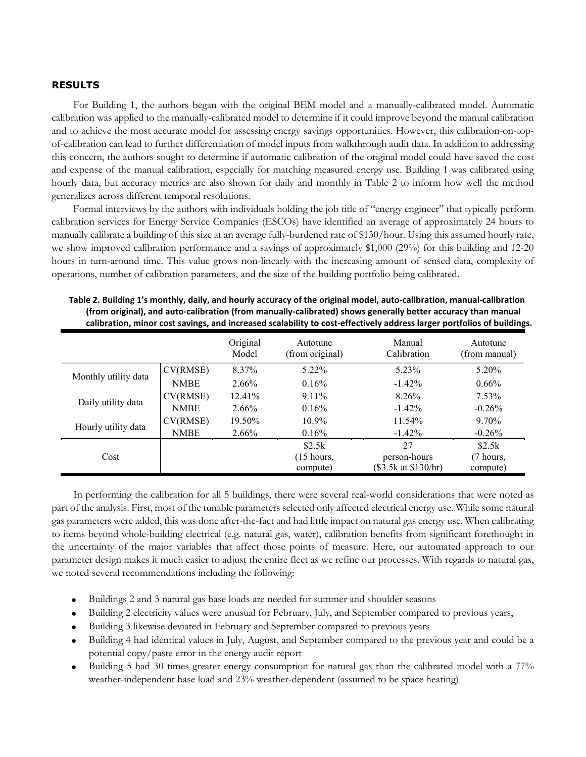## RESULTS

For Building 1, the authors began with the original BEM model and a manually-calibrated model. Automatic calibration was applied to the manually-calibrated model to determine if it could improve beyond the manual calibration and to achieve the most accurate model for assessing energy savings opportunities. However, this calibration-on-top-of-calibration can lead to further differentiation of model inputs from walkthrough audit data. In addition to addressing this concern, the authors sought to determine if automatic calibration of the original model could have saved the cost and expense of the manual calibration, especially for matching measured energy use. Building 1 was calibrated using hourly data, but accuracy metrics are also shown for daily and monthly in Table 2 to inform how well the method generalizes across different temporal resolutions.

Formal interviews by the authors with individuals holding the job title of "energy engineer" that typically perform calibration services for Energy Service Companies (ESCOs) have identified an average of approximately 24 hours to manually calibrate a building of this size at an average fully-burdened rate of $130/hour. Using this assumed hourly rate, we show improved calibration performance and a savings of approximately $1,000 (29%) for this building and 12-20 hours in turn-around time. This value grows non-linearly with the increasing amount of sensed data, complexity of operations, number of calibration parameters, and the size of the building portfolio being calibrated.

**Table 2. Building 1's monthly, daily, and hourly accuracy of the original model, auto-calibration, manual-calibration (from original), and auto-calibration (from manually-calibrated) shows generally better accuracy than manual calibration, minor cost savings, and increased scalability to cost-effectively address larger portfolios of buildings.**

| | | Original Model | Autotune (from original) | Manual Calibration | Autotune (from manual) |
|---|---|---|---|---|---|
| Monthly utility data | CV(RMSE) | 8.37% | 5.22% | 5.23% | 5.20% |
| | NMBE | 2.66% | 0.16% | -1.42% | 0.66% |
| Daily utility data | CV(RMSE) | 12.41% | 9.11% | 8.26% | 7.53% |
| | NMBE | 2.66% | 0.16% | -1.42% | -0.26% |
| Hourly utility data | CV(RMSE) | 19.50% | 10.9% | 11.54% | 9.70% |
| | NMBE | 2.66% | 0.16% | -1.42% | -0.26% |
| Cost | | | $2.5k (15 hours, compute) | 27 person-hours ($3.5k at $130/hr) | $2.5k (7 hours, compute) |

In performing the calibration for all 5 buildings, there were several real-world considerations that were noted as part of the analysis. First, most of the tunable parameters selected only affected electrical energy use. While some natural gas parameters were added, this was done after-the-fact and had little impact on natural gas energy use. When calibrating to items beyond whole-building electrical (e.g. natural gas, water), calibration benefits from significant forethought in the uncertainty of the major variables that affect those points of measure. Here, our automated approach to our parameter design makes it much easier to adjust the entire fleet as we refine our processes. With regards to natural gas, we noted several recommendations including the following:

- Buildings 2 and 3 natural gas base loads are needed for summer and shoulder seasons
- Building 2 electricity values were unusual for February, July, and September compared to previous years,
- Building 3 likewise deviated in February and September compared to previous years
- Building 4 had identical values in July, August, and September compared to the previous year and could be a potential copy/paste error in the energy audit report
- Building 5 had 30 times greater energy consumption for natural gas than the calibrated model with a 77% weather-independent base load and 23% weather-dependent (assumed to be space heating)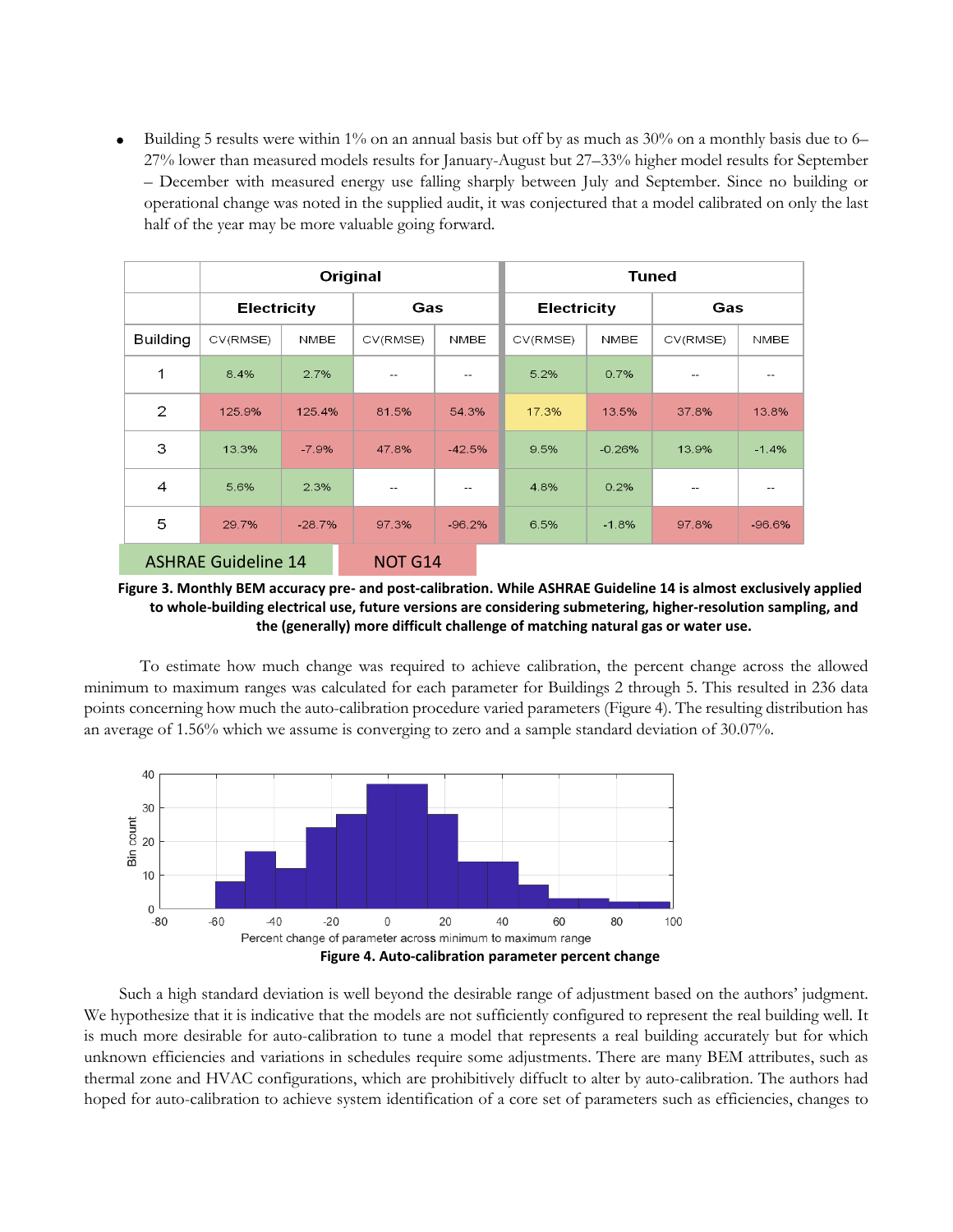- Building 5 results were within 1% on an annual basis but off by as much as 30% on a monthly basis due to 6–27% lower than measured models results for January-August but 27–33% higher model results for September – December with measured energy use falling sharply between July and September. Since no building or operational change was noted in the supplied audit, it was conjectured that a model calibrated on only the last half of the year may be more valuable going forward.

| | Original | | | | Tuned | | | |
|---|---|---|---|---|---|---|---|---|
| | Electricity | | Gas | | Electricity | | Gas | |
| Building | CV(RMSE) | NMBE | CV(RMSE) | NMBE | CV(RMSE) | NMBE | CV(RMSE) | NMBE |
| 1 | 8.4% | 2.7% | -- | -- | 5.2% | 0.7% | -- | -- |
| 2 | 125.9% | 125.4% | 81.5% | 54.3% | 17.3% | 13.5% | 37.8% | 13.8% |
| 3 | 13.3% | -7.9% | 47.8% | -42.5% | 9.5% | -0.26% | 13.9% | -1.4% |
| 4 | 5.6% | 2.3% | -- | -- | 4.8% | 0.2% | -- | -- |
| 5 | 29.7% | -28.7% | 97.3% | -96.2% | 6.5% | -1.8% | 97.8% | -96.6% |

ASHRAE Guideline 14 &nbsp;&nbsp;&nbsp; NOT G14

**Figure 3. Monthly BEM accuracy pre- and post-calibration. While ASHRAE Guideline 14 is almost exclusively applied to whole-building electrical use, future versions are considering submetering, higher-resolution sampling, and the (generally) more difficult challenge of matching natural gas or water use.**

To estimate how much change was required to achieve calibration, the percent change across the allowed minimum to maximum ranges was calculated for each parameter for Buildings 2 through 5. This resulted in 236 data points concerning how much the auto-calibration procedure varied parameters (Figure 4). The resulting distribution has an average of 1.56% which we assume is converging to zero and a sample standard deviation of 30.07%.

**Figure 4. Auto-calibration parameter percent change**

Such a high standard deviation is well beyond the desirable range of adjustment based on the authors' judgment. We hypothesize that it is indicative that the models are not sufficiently configured to represent the real building well. It is much more desirable for auto-calibration to tune a model that represents a real building accurately but for which unknown efficiencies and variations in schedules require some adjustments. There are many BEM attributes, such as thermal zone and HVAC configurations, which are prohibitively difficult to alter by auto-calibration. The authors had hoped for auto-calibration to achieve system identification of a core set of parameters such as efficiencies, changes to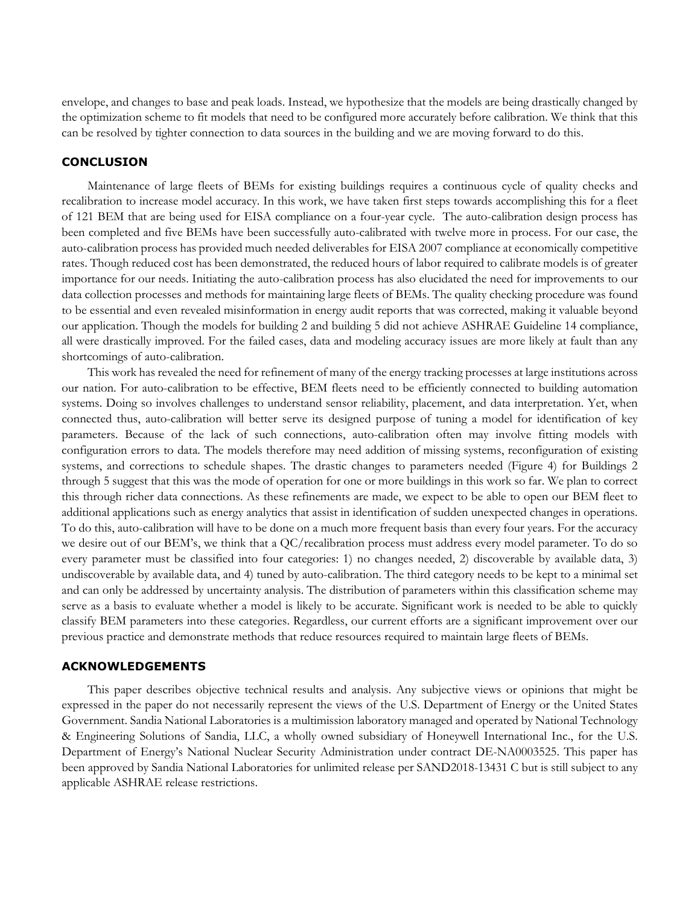envelope, and changes to base and peak loads. Instead, we hypothesize that the models are being drastically changed by the optimization scheme to fit models that need to be configured more accurately before calibration. We think that this can be resolved by tighter connection to data sources in the building and we are moving forward to do this.

## CONCLUSION

Maintenance of large fleets of BEMs for existing buildings requires a continuous cycle of quality checks and recalibration to increase model accuracy. In this work, we have taken first steps towards accomplishing this for a fleet of 121 BEM that are being used for EISA compliance on a four-year cycle. The auto-calibration design process has been completed and five BEMs have been successfully auto-calibrated with twelve more in process. For our case, the auto-calibration process has provided much needed deliverables for EISA 2007 compliance at economically competitive rates. Though reduced cost has been demonstrated, the reduced hours of labor required to calibrate models is of greater importance for our needs. Initiating the auto-calibration process has also elucidated the need for improvements to our data collection processes and methods for maintaining large fleets of BEMs. The quality checking procedure was found to be essential and even revealed misinformation in energy audit reports that was corrected, making it valuable beyond our application. Though the models for building 2 and building 5 did not achieve ASHRAE Guideline 14 compliance, all were drastically improved. For the failed cases, data and modeling accuracy issues are more likely at fault than any shortcomings of auto-calibration.

This work has revealed the need for refinement of many of the energy tracking processes at large institutions across our nation. For auto-calibration to be effective, BEM fleets need to be efficiently connected to building automation systems. Doing so involves challenges to understand sensor reliability, placement, and data interpretation. Yet, when connected thus, auto-calibration will better serve its designed purpose of tuning a model for identification of key parameters. Because of the lack of such connections, auto-calibration often may involve fitting models with configuration errors to data. The models therefore may need addition of missing systems, reconfiguration of existing systems, and corrections to schedule shapes. The drastic changes to parameters needed (Figure 4) for Buildings 2 through 5 suggest that this was the mode of operation for one or more buildings in this work so far. We plan to correct this through richer data connections. As these refinements are made, we expect to be able to open our BEM fleet to additional applications such as energy analytics that assist in identification of sudden unexpected changes in operations. To do this, auto-calibration will have to be done on a much more frequent basis than every four years. For the accuracy we desire out of our BEM's, we think that a QC/recalibration process must address every model parameter. To do so every parameter must be classified into four categories: 1) no changes needed, 2) discoverable by available data, 3) undiscoverable by available data, and 4) tuned by auto-calibration. The third category needs to be kept to a minimal set and can only be addressed by uncertainty analysis. The distribution of parameters within this classification scheme may serve as a basis to evaluate whether a model is likely to be accurate. Significant work is needed to be able to quickly classify BEM parameters into these categories. Regardless, our current efforts are a significant improvement over our previous practice and demonstrate methods that reduce resources required to maintain large fleets of BEMs.

## ACKNOWLEDGEMENTS

This paper describes objective technical results and analysis. Any subjective views or opinions that might be expressed in the paper do not necessarily represent the views of the U.S. Department of Energy or the United States Government. Sandia National Laboratories is a multimission laboratory managed and operated by National Technology & Engineering Solutions of Sandia, LLC, a wholly owned subsidiary of Honeywell International Inc., for the U.S. Department of Energy's National Nuclear Security Administration under contract DE-NA0003525. This paper has been approved by Sandia National Laboratories for unlimited release per SAND2018-13431 C but is still subject to any applicable ASHRAE release restrictions.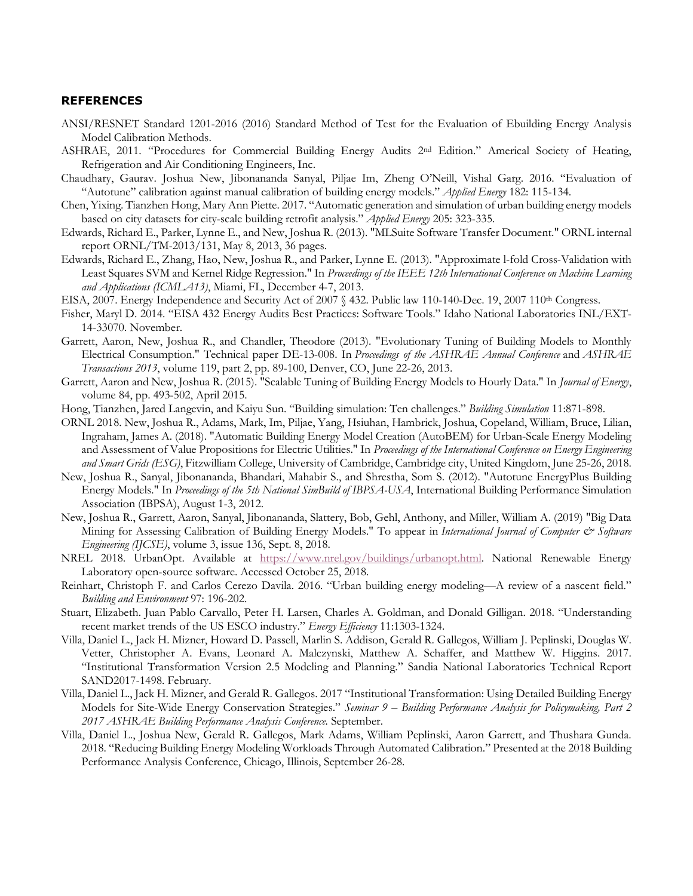## REFERENCES

ANSI/RESNET Standard 1201-2016 (2016) Standard Method of Test for the Evaluation of Ebuilding Energy Analysis Model Calibration Methods.

ASHRAE, 2011. "Procedures for Commercial Building Energy Audits 2nd Edition." Americal Society of Heating, Refrigeration and Air Conditioning Engineers, Inc.

Chaudhary, Gaurav. Joshua New, Jibonananda Sanyal, Piljae Im, Zheng O'Neill, Vishal Garg. 2016. "Evaluation of "Autotune" calibration against manual calibration of building energy models." *Applied Energy* 182: 115-134.

Chen, Yixing. Tianzhen Hong, Mary Ann Piette. 2017. "Automatic generation and simulation of urban building energy models based on city datasets for city-scale building retrofit analysis." *Applied Energy* 205: 323-335.

Edwards, Richard E., Parker, Lynne E., and New, Joshua R. (2013). "MLSuite Software Transfer Document." ORNL internal report ORNL/TM-2013/131, May 8, 2013, 36 pages.

Edwards, Richard E., Zhang, Hao, New, Joshua R., and Parker, Lynne E. (2013). "Approximate l-fold Cross-Validation with Least Squares SVM and Kernel Ridge Regression." In *Proceedings of the IEEE 12th International Conference on Machine Learning and Applications (ICMLA13)*, Miami, FL, December 4-7, 2013.

EISA, 2007. Energy Independence and Security Act of 2007 § 432. Public law 110-140-Dec. 19, 2007 110th Congress.

Fisher, Maryl D. 2014. "EISA 432 Energy Audits Best Practices: Software Tools." Idaho National Laboratories INL/EXT-14-33070. November.

Garrett, Aaron, New, Joshua R., and Chandler, Theodore (2013). "Evolutionary Tuning of Building Models to Monthly Electrical Consumption." Technical paper DE-13-008. In *Proceedings of the ASHRAE Annual Conference* and *ASHRAE Transactions 2013*, volume 119, part 2, pp. 89-100, Denver, CO, June 22-26, 2013.

Garrett, Aaron and New, Joshua R. (2015). "Scalable Tuning of Building Energy Models to Hourly Data." In *Journal of Energy*, volume 84, pp. 493-502, April 2015.

Hong, Tianzhen, Jared Langevin, and Kaiyu Sun. "Building simulation: Ten challenges." *Building Simulation* 11:871-898.

ORNL 2018. New, Joshua R., Adams, Mark, Im, Piljae, Yang, Hsiuhan, Hambrick, Joshua, Copeland, William, Bruce, Lilian, Ingraham, James A. (2018). "Automatic Building Energy Model Creation (AutoBEM) for Urban-Scale Energy Modeling and Assessment of Value Propositions for Electric Utilities." In *Proceedings of the International Conference on Energy Engineering and Smart Grids (ESG)*, Fitzwilliam College, University of Cambridge, Cambridge city, United Kingdom, June 25-26, 2018.

New, Joshua R., Sanyal, Jibonananda, Bhandari, Mahabir S., and Shrestha, Som S. (2012). "Autotune EnergyPlus Building Energy Models." In *Proceedings of the 5th National SimBuild of IBPSA-USA*, International Building Performance Simulation Association (IBPSA), August 1-3, 2012.

New, Joshua R., Garrett, Aaron, Sanyal, Jibonananda, Slattery, Bob, Gehl, Anthony, and Miller, William A. (2019) "Big Data Mining for Assessing Calibration of Building Energy Models." To appear in *International Journal of Computer & Software Engineering (IJCSE)*, volume 3, issue 136, Sept. 8, 2018.

NREL 2018. UrbanOpt. Available at https://www.nrel.gov/buildings/urbanopt.html. National Renewable Energy Laboratory open-source software. Accessed October 25, 2018.

Reinhart, Christoph F. and Carlos Cerezo Davila. 2016. "Urban building energy modeling—A review of a nascent field." *Building and Environment* 97: 196-202.

Stuart, Elizabeth. Juan Pablo Carvallo, Peter H. Larsen, Charles A. Goldman, and Donald Gilligan. 2018. "Understanding recent market trends of the US ESCO industry." *Energy Efficiency* 11:1303-1324.

Villa, Daniel L., Jack H. Mizner, Howard D. Passell, Marlin S. Addison, Gerald R. Gallegos, William J. Peplinski, Douglas W. Vetter, Christopher A. Evans, Leonard A. Malczynski, Matthew A. Schaffer, and Matthew W. Higgins. 2017. "Institutional Transformation Version 2.5 Modeling and Planning." Sandia National Laboratories Technical Report SAND2017-1498. February.

Villa, Daniel L., Jack H. Mizner, and Gerald R. Gallegos. 2017 "Institutional Transformation: Using Detailed Building Energy Models for Site-Wide Energy Conservation Strategies." *Seminar 9 – Building Performance Analysis for Policymaking, Part 2 2017 ASHRAE Building Performance Analysis Conference.* September.

Villa, Daniel L., Joshua New, Gerald R. Gallegos, Mark Adams, William Peplinski, Aaron Garrett, and Thushara Gunda. 2018. "Reducing Building Energy Modeling Workloads Through Automated Calibration." Presented at the 2018 Building Performance Analysis Conference, Chicago, Illinois, September 26-28.